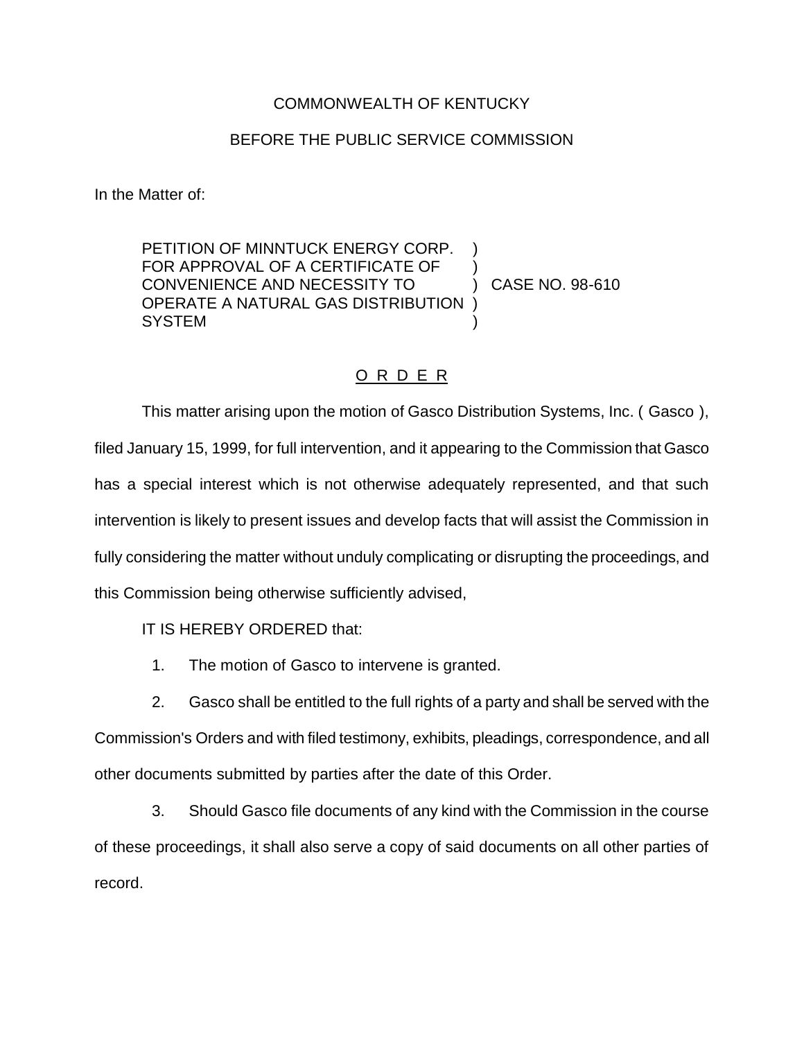COMMONWEALTH OF KENTUCKY

BEFORE THE PUBLIC SERVICE COMMISSION

In the Matter of:

| | | |
|---|---|---|
| PETITION OF MINNTUCK ENERGY CORP. FOR APPROVAL OF A CERTIFICATE OF CONVENIENCE AND NECESSITY TO OPERATE A NATURAL GAS DISTRIBUTION SYSTEM | ) | CASE NO. 98-610 |

## O R D E R

This matter arising upon the motion of Gasco Distribution Systems, Inc. ( Gasco ), filed January 15, 1999, for full intervention, and it appearing to the Commission that Gasco has a special interest which is not otherwise adequately represented, and that such intervention is likely to present issues and develop facts that will assist the Commission in fully considering the matter without unduly complicating or disrupting the proceedings, and this Commission being otherwise sufficiently advised,

IT IS HEREBY ORDERED that:

1. The motion of Gasco to intervene is granted.

2. Gasco shall be entitled to the full rights of a party and shall be served with the Commission's Orders and with filed testimony, exhibits, pleadings, correspondence, and all other documents submitted by parties after the date of this Order.

3. Should Gasco file documents of any kind with the Commission in the course of these proceedings, it shall also serve a copy of said documents on all other parties of record.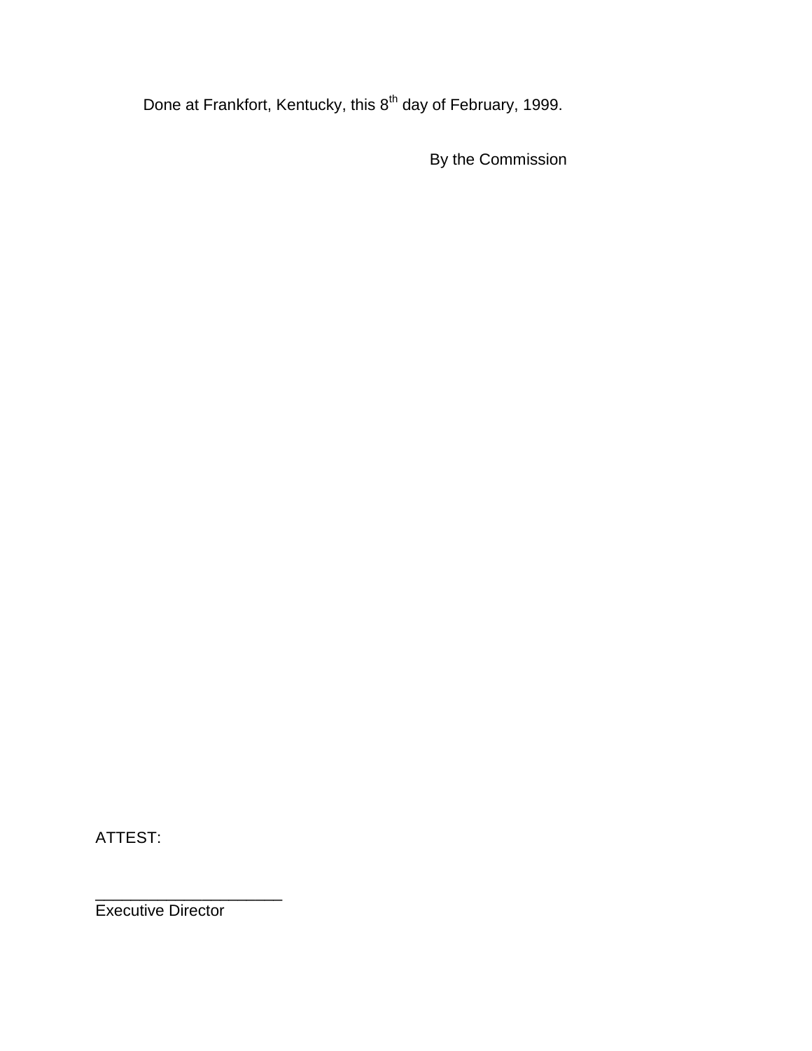Done at Frankfort, Kentucky, this 8th day of February, 1999.

By the Commission

ATTEST:

_____________________
Executive Director